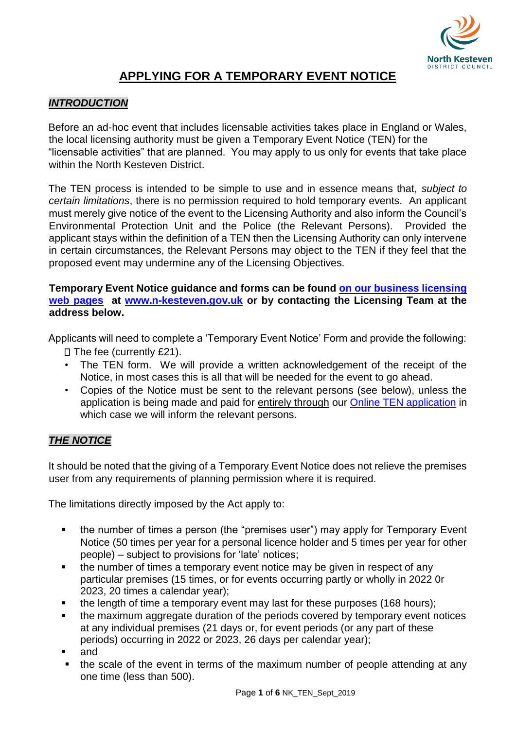# APPLYING FOR A TEMPORARY EVENT NOTICE

## *INTRODUCTION*

Before an ad-hoc event that includes licensable activities takes place in England or Wales, the local licensing authority must be given a Temporary Event Notice (TEN) for the "licensable activities" that are planned. You may apply to us only for events that take place within the North Kesteven District.

The TEN process is intended to be simple to use and in essence means that, *subject to certain limitations*, there is no permission required to hold temporary events. An applicant must merely give notice of the event to the Licensing Authority and also inform the Council's Environmental Protection Unit and the Police (the Relevant Persons). Provided the applicant stays within the definition of a TEN then the Licensing Authority can only intervene in certain circumstances, the Relevant Persons may object to the TEN if they feel that the proposed event may undermine any of the Licensing Objectives.

**Temporary Event Notice guidance and forms can be found on our business licensing web pages at www.n-kesteven.gov.uk or by contacting the Licensing Team at the address below.**

Applicants will need to complete a 'Temporary Event Notice' Form and provide the following:

- The fee (currently £21).
- The TEN form. We will provide a written acknowledgement of the receipt of the Notice, in most cases this is all that will be needed for the event to go ahead.
- Copies of the Notice must be sent to the relevant persons (see below), unless the application is being made and paid for entirely through our Online TEN application in which case we will inform the relevant persons.

## *THE NOTICE*

It should be noted that the giving of a Temporary Event Notice does not relieve the premises user from any requirements of planning permission where it is required.

The limitations directly imposed by the Act apply to:

- the number of times a person (the "premises user") may apply for Temporary Event Notice (50 times per year for a personal licence holder and 5 times per year for other people) – subject to provisions for 'late' notices;
- the number of times a temporary event notice may be given in respect of any particular premises (15 times, or for events occurring partly or wholly in 2022 0r 2023, 20 times a calendar year);
- the length of time a temporary event may last for these purposes (168 hours);
- the maximum aggregate duration of the periods covered by temporary event notices at any individual premises (21 days or, for event periods (or any part of these periods) occurring in 2022 or 2023, 26 days per calendar year);
- and
- the scale of the event in terms of the maximum number of people attending at any one time (less than 500).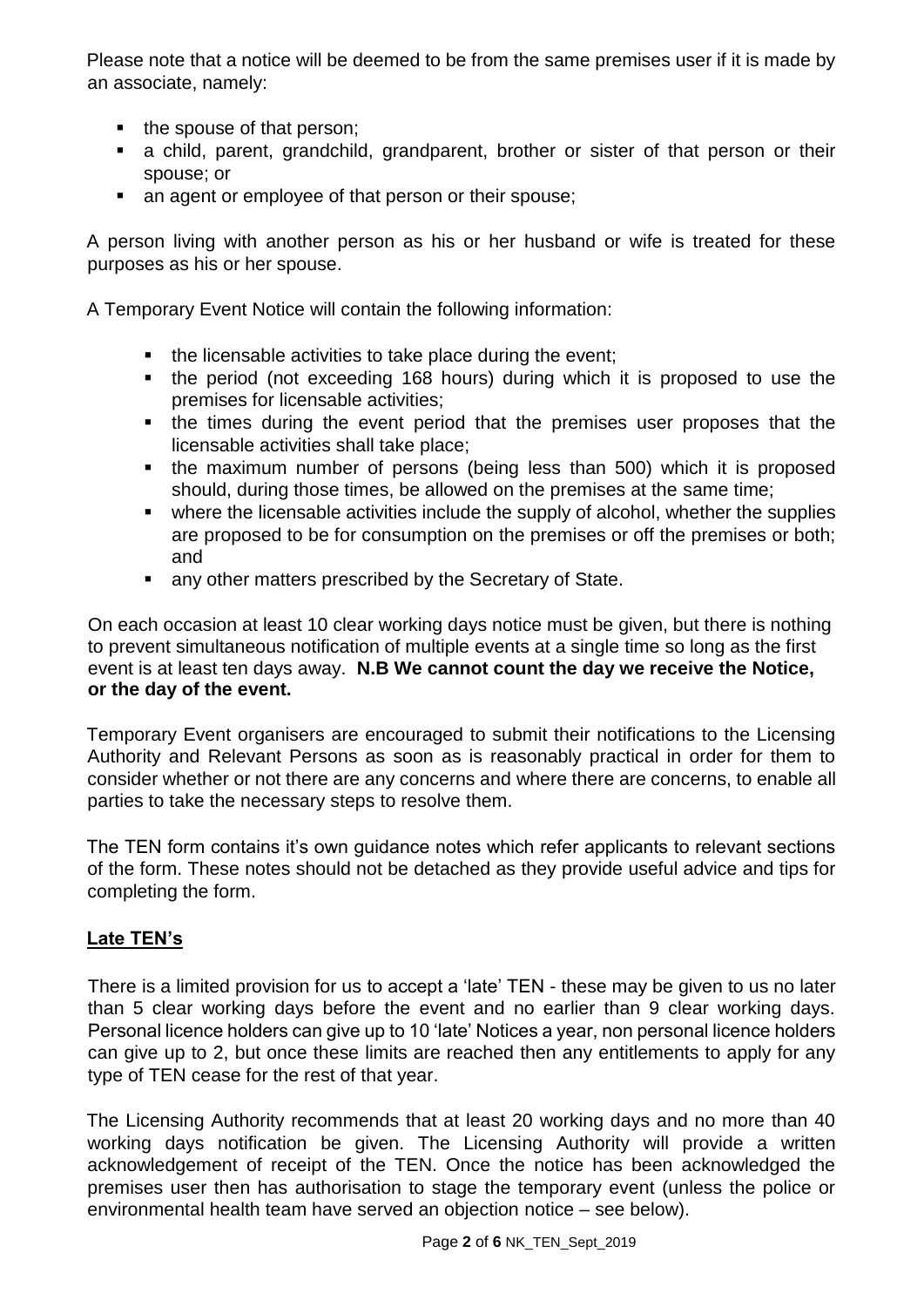Please note that a notice will be deemed to be from the same premises user if it is made by an associate, namely:

- the spouse of that person;
- a child, parent, grandchild, grandparent, brother or sister of that person or their spouse; or
- an agent or employee of that person or their spouse;

A person living with another person as his or her husband or wife is treated for these purposes as his or her spouse.

A Temporary Event Notice will contain the following information:

- the licensable activities to take place during the event;
- the period (not exceeding 168 hours) during which it is proposed to use the premises for licensable activities;
- the times during the event period that the premises user proposes that the licensable activities shall take place;
- the maximum number of persons (being less than 500) which it is proposed should, during those times, be allowed on the premises at the same time;
- where the licensable activities include the supply of alcohol, whether the supplies are proposed to be for consumption on the premises or off the premises or both; and
- any other matters prescribed by the Secretary of State.

On each occasion at least 10 clear working days notice must be given, but there is nothing to prevent simultaneous notification of multiple events at a single time so long as the first event is at least ten days away. **N.B We cannot count the day we receive the Notice, or the day of the event.**

Temporary Event organisers are encouraged to submit their notifications to the Licensing Authority and Relevant Persons as soon as is reasonably practical in order for them to consider whether or not there are any concerns and where there are concerns, to enable all parties to take the necessary steps to resolve them.

The TEN form contains it's own guidance notes which refer applicants to relevant sections of the form. These notes should not be detached as they provide useful advice and tips for completing the form.

## Late TEN's

There is a limited provision for us to accept a 'late' TEN - these may be given to us no later than 5 clear working days before the event and no earlier than 9 clear working days. Personal licence holders can give up to 10 'late' Notices a year, non personal licence holders can give up to 2, but once these limits are reached then any entitlements to apply for any type of TEN cease for the rest of that year.

The Licensing Authority recommends that at least 20 working days and no more than 40 working days notification be given. The Licensing Authority will provide a written acknowledgement of receipt of the TEN. Once the notice has been acknowledged the premises user then has authorisation to stage the temporary event (unless the police or environmental health team have served an objection notice – see below).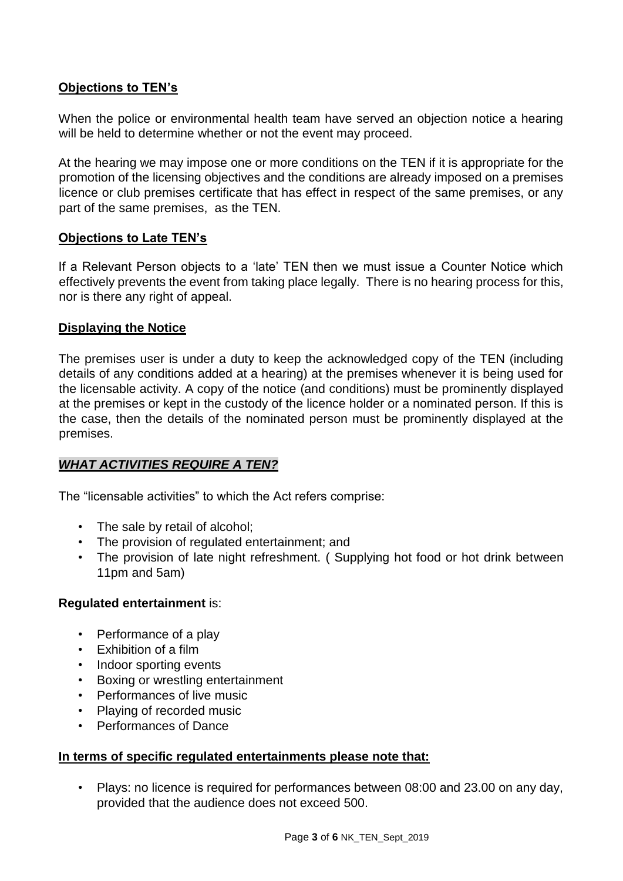## Objections to TEN's

When the police or environmental health team have served an objection notice a hearing will be held to determine whether or not the event may proceed.

At the hearing we may impose one or more conditions on the TEN if it is appropriate for the promotion of the licensing objectives and the conditions are already imposed on a premises licence or club premises certificate that has effect in respect of the same premises, or any part of the same premises, as the TEN.

## Objections to Late TEN's

If a Relevant Person objects to a 'late' TEN then we must issue a Counter Notice which effectively prevents the event from taking place legally. There is no hearing process for this, nor is there any right of appeal.

## Displaying the Notice

The premises user is under a duty to keep the acknowledged copy of the TEN (including details of any conditions added at a hearing) at the premises whenever it is being used for the licensable activity. A copy of the notice (and conditions) must be prominently displayed at the premises or kept in the custody of the licence holder or a nominated person. If this is the case, then the details of the nominated person must be prominently displayed at the premises.

## *WHAT ACTIVITIES REQUIRE A TEN?*

The "licensable activities" to which the Act refers comprise:

- The sale by retail of alcohol;
- The provision of regulated entertainment; and
- The provision of late night refreshment. ( Supplying hot food or hot drink between 11pm and 5am)

**Regulated entertainment** is:

- Performance of a play
- Exhibition of a film
- Indoor sporting events
- Boxing or wrestling entertainment
- Performances of live music
- Playing of recorded music
- Performances of Dance

**In terms of specific regulated entertainments please note that:**

- Plays: no licence is required for performances between 08:00 and 23.00 on any day, provided that the audience does not exceed 500.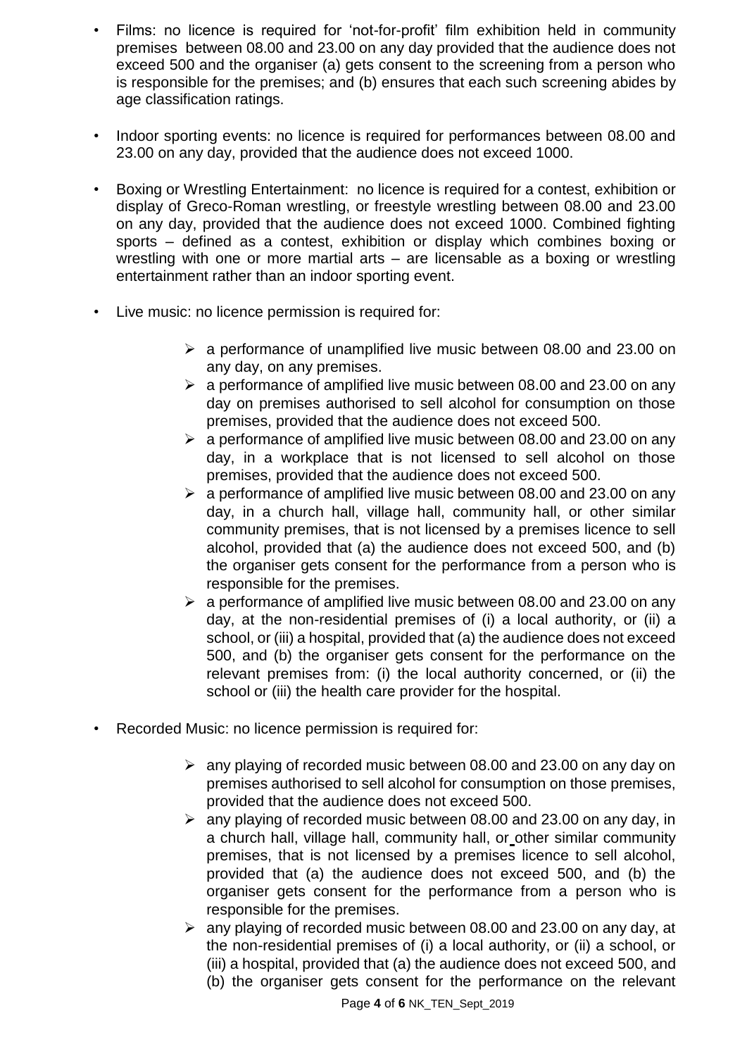- Films: no licence is required for 'not-for-profit' film exhibition held in community premises between 08.00 and 23.00 on any day provided that the audience does not exceed 500 and the organiser (a) gets consent to the screening from a person who is responsible for the premises; and (b) ensures that each such screening abides by age classification ratings.

- Indoor sporting events: no licence is required for performances between 08.00 and 23.00 on any day, provided that the audience does not exceed 1000.

- Boxing or Wrestling Entertainment: no licence is required for a contest, exhibition or display of Greco-Roman wrestling, or freestyle wrestling between 08.00 and 23.00 on any day, provided that the audience does not exceed 1000. Combined fighting sports – defined as a contest, exhibition or display which combines boxing or wrestling with one or more martial arts – are licensable as a boxing or wrestling entertainment rather than an indoor sporting event.

- Live music: no licence permission is required for:

  - a performance of unamplified live music between 08.00 and 23.00 on any day, on any premises.
  - a performance of amplified live music between 08.00 and 23.00 on any day on premises authorised to sell alcohol for consumption on those premises, provided that the audience does not exceed 500.
  - a performance of amplified live music between 08.00 and 23.00 on any day, in a workplace that is not licensed to sell alcohol on those premises, provided that the audience does not exceed 500.
  - a performance of amplified live music between 08.00 and 23.00 on any day, in a church hall, village hall, community hall, or other similar community premises, that is not licensed by a premises licence to sell alcohol, provided that (a) the audience does not exceed 500, and (b) the organiser gets consent for the performance from a person who is responsible for the premises.
  - a performance of amplified live music between 08.00 and 23.00 on any day, at the non-residential premises of (i) a local authority, or (ii) a school, or (iii) a hospital, provided that (a) the audience does not exceed 500, and (b) the organiser gets consent for the performance on the relevant premises from: (i) the local authority concerned, or (ii) the school or (iii) the health care provider for the hospital.

- Recorded Music: no licence permission is required for:

  - any playing of recorded music between 08.00 and 23.00 on any day on premises authorised to sell alcohol for consumption on those premises, provided that the audience does not exceed 500.
  - any playing of recorded music between 08.00 and 23.00 on any day, in a church hall, village hall, community hall, or other similar community premises, that is not licensed by a premises licence to sell alcohol, provided that (a) the audience does not exceed 500, and (b) the organiser gets consent for the performance from a person who is responsible for the premises.
  - any playing of recorded music between 08.00 and 23.00 on any day, at the non-residential premises of (i) a local authority, or (ii) a school, or (iii) a hospital, provided that (a) the audience does not exceed 500, and (b) the organiser gets consent for the performance on the relevant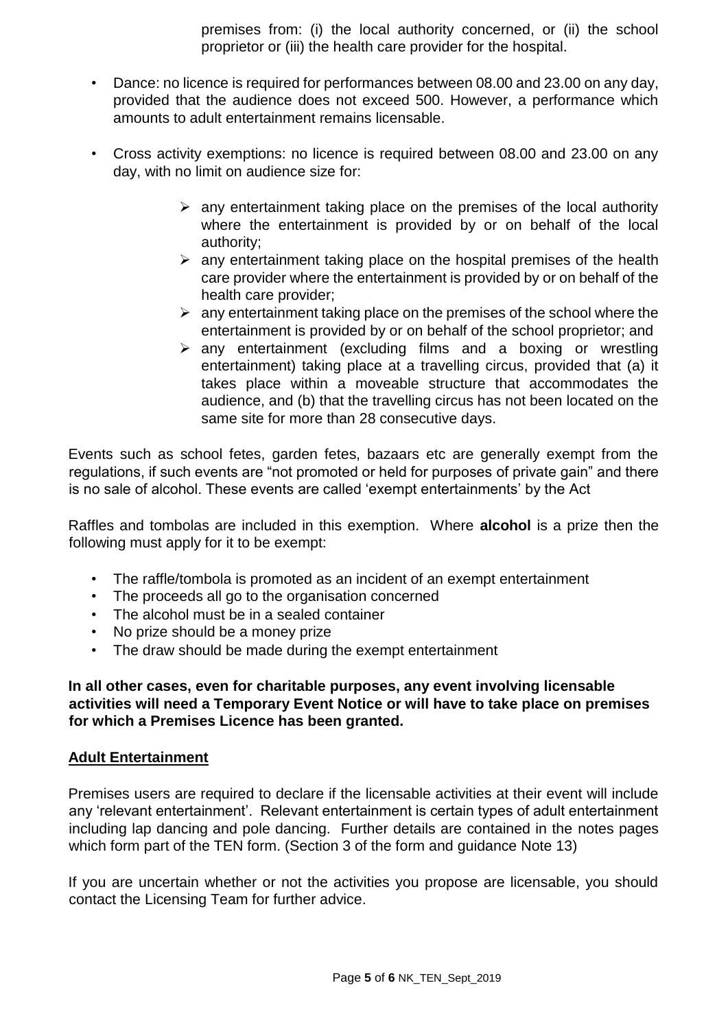premises from: (i) the local authority concerned, or (ii) the school proprietor or (iii) the health care provider for the hospital.

- Dance: no licence is required for performances between 08.00 and 23.00 on any day, provided that the audience does not exceed 500. However, a performance which amounts to adult entertainment remains licensable.
- Cross activity exemptions: no licence is required between 08.00 and 23.00 on any day, with no limit on audience size for:
  - any entertainment taking place on the premises of the local authority where the entertainment is provided by or on behalf of the local authority;
  - any entertainment taking place on the hospital premises of the health care provider where the entertainment is provided by or on behalf of the health care provider;
  - any entertainment taking place on the premises of the school where the entertainment is provided by or on behalf of the school proprietor; and
  - any entertainment (excluding films and a boxing or wrestling entertainment) taking place at a travelling circus, provided that (a) it takes place within a moveable structure that accommodates the audience, and (b) that the travelling circus has not been located on the same site for more than 28 consecutive days.

Events such as school fetes, garden fetes, bazaars etc are generally exempt from the regulations, if such events are "not promoted or held for purposes of private gain" and there is no sale of alcohol. These events are called 'exempt entertainments' by the Act

Raffles and tombolas are included in this exemption. Where **alcohol** is a prize then the following must apply for it to be exempt:

- The raffle/tombola is promoted as an incident of an exempt entertainment
- The proceeds all go to the organisation concerned
- The alcohol must be in a sealed container
- No prize should be a money prize
- The draw should be made during the exempt entertainment

**In all other cases, even for charitable purposes, any event involving licensable activities will need a Temporary Event Notice or will have to take place on premises for which a Premises Licence has been granted.**

## Adult Entertainment

Premises users are required to declare if the licensable activities at their event will include any 'relevant entertainment'. Relevant entertainment is certain types of adult entertainment including lap dancing and pole dancing. Further details are contained in the notes pages which form part of the TEN form. (Section 3 of the form and guidance Note 13)

If you are uncertain whether or not the activities you propose are licensable, you should contact the Licensing Team for further advice.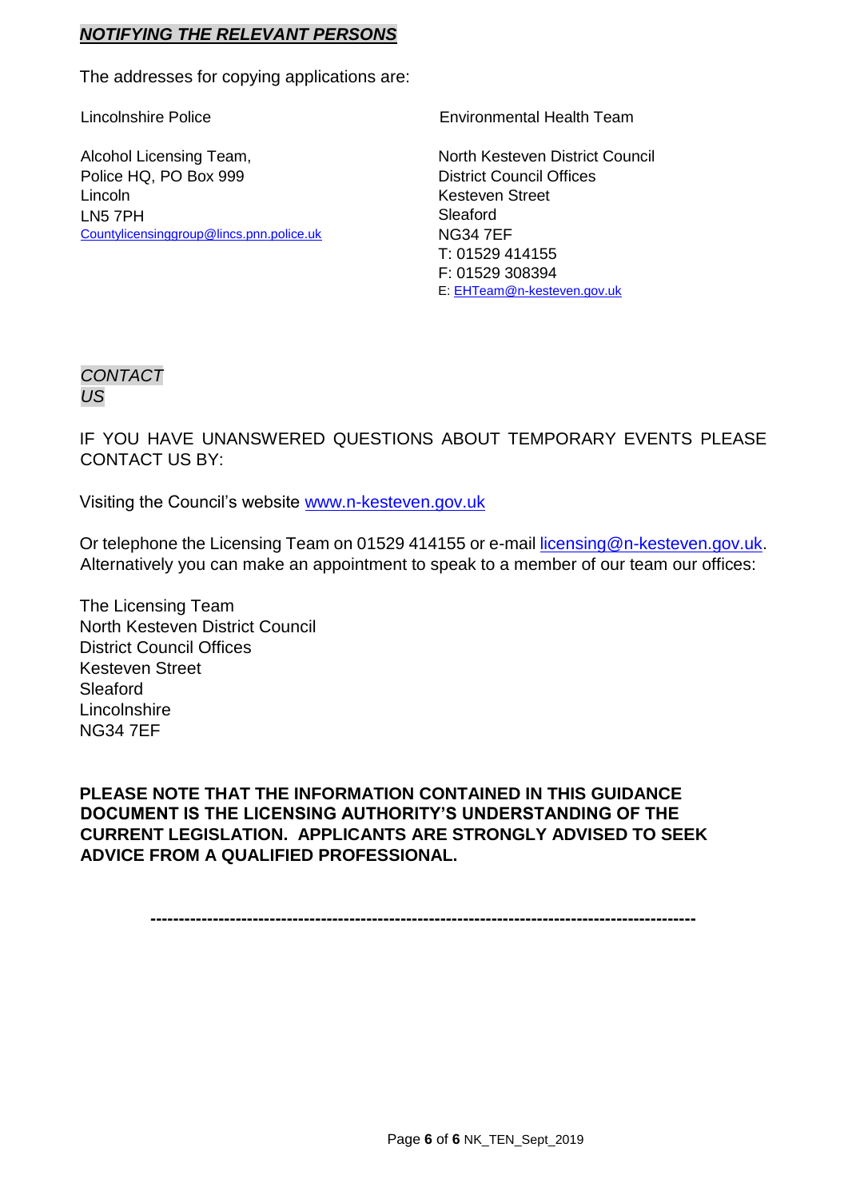## ***NOTIFYING THE RELEVANT PERSONS***

The addresses for copying applications are:

Lincolnshire Police

Alcohol Licensing Team,
Police HQ, PO Box 999
Lincoln
LN5 7PH
Countylicensinggroup@lincs.pnn.police.uk

Environmental Health Team

North Kesteven District Council
District Council Offices
Kesteven Street
Sleaford
NG34 7EF
T: 01529 414155
F: 01529 308394
E: EHTeam@n-kesteven.gov.uk

## *CONTACT US*

IF YOU HAVE UNANSWERED QUESTIONS ABOUT TEMPORARY EVENTS PLEASE CONTACT US BY:

Visiting the Council's website www.n-kesteven.gov.uk

Or telephone the Licensing Team on 01529 414155 or e-mail licensing@n-kesteven.gov.uk. Alternatively you can make an appointment to speak to a member of our team our offices:

The Licensing Team
North Kesteven District Council
District Council Offices
Kesteven Street
Sleaford
Lincolnshire
NG34 7EF

**PLEASE NOTE THAT THE INFORMATION CONTAINED IN THIS GUIDANCE DOCUMENT IS THE LICENSING AUTHORITY'S UNDERSTANDING OF THE CURRENT LEGISLATION. APPLICANTS ARE STRONGLY ADVISED TO SEEK ADVICE FROM A QUALIFIED PROFESSIONAL.**

---